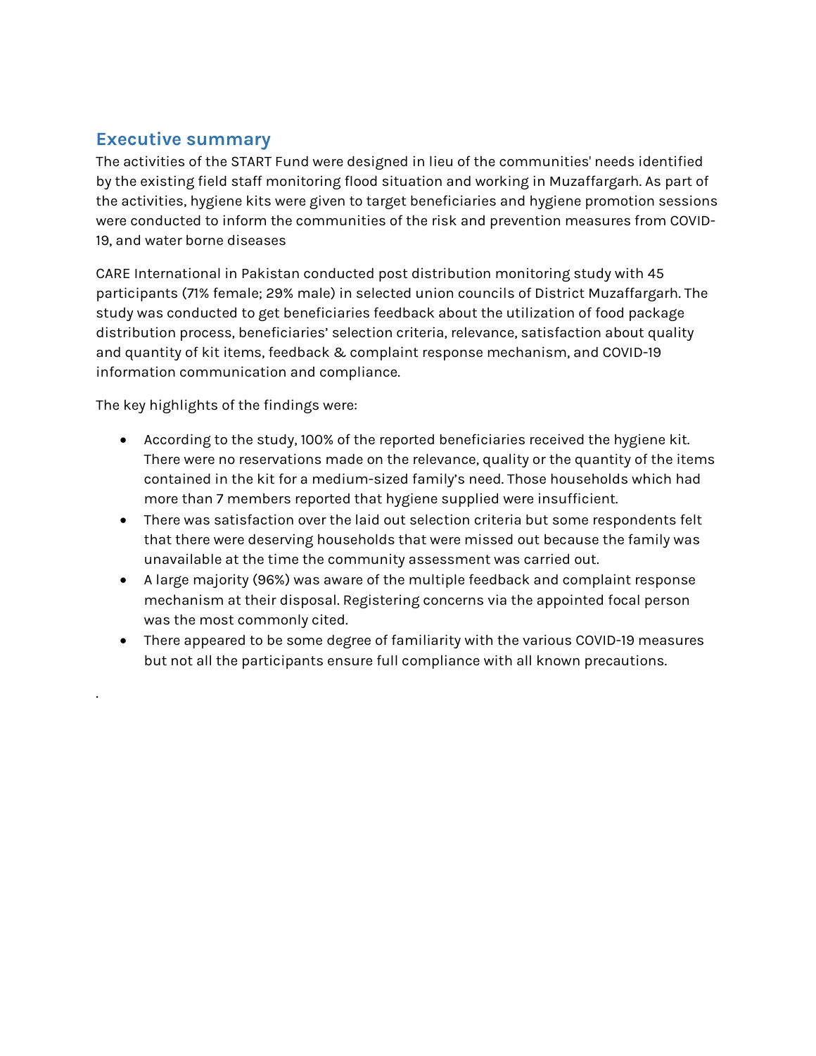## Executive summary

The activities of the START Fund were designed in lieu of the communities' needs identified by the existing field staff monitoring flood situation and working in Muzaffargarh. As part of the activities, hygiene kits were given to target beneficiaries and hygiene promotion sessions were conducted to inform the communities of the risk and prevention measures from COVID-19, and water borne diseases

CARE International in Pakistan conducted post distribution monitoring study with 45 participants (71% female; 29% male) in selected union councils of District Muzaffargarh. The study was conducted to get beneficiaries feedback about the utilization of food package distribution process, beneficiaries' selection criteria, relevance, satisfaction about quality and quantity of kit items, feedback & complaint response mechanism, and COVID-19 information communication and compliance.

The key highlights of the findings were:

- According to the study, 100% of the reported beneficiaries received the hygiene kit. There were no reservations made on the relevance, quality or the quantity of the items contained in the kit for a medium-sized family's need. Those households which had more than 7 members reported that hygiene supplied were insufficient.
- There was satisfaction over the laid out selection criteria but some respondents felt that there were deserving households that were missed out because the family was unavailable at the time the community assessment was carried out.
- A large majority (96%) was aware of the multiple feedback and complaint response mechanism at their disposal. Registering concerns via the appointed focal person was the most commonly cited.
- There appeared to be some degree of familiarity with the various COVID-19 measures but not all the participants ensure full compliance with all known precautions.

.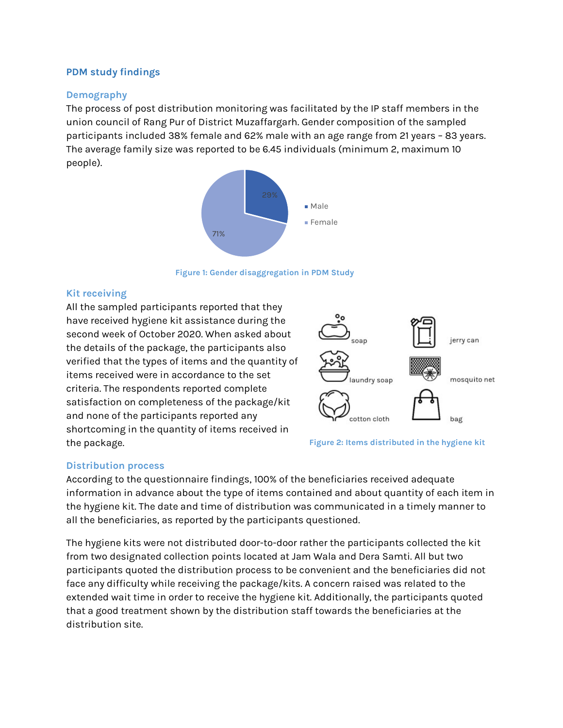## PDM study findings

### Demography

The process of post distribution monitoring was facilitated by the IP staff members in the union council of Rang Pur of District Muzaffargarh. Gender composition of the sampled participants included 38% female and 62% male with an age range from 21 years – 83 years. The average family size was reported to be 6.45 individuals (minimum 2, maximum 10 people).

Male 29%
Female 71%

Figure 1: Gender disaggregation in PDM Study

### Kit receiving

All the sampled participants reported that they have received hygiene kit assistance during the second week of October 2020. When asked about the details of the package, the participants also verified that the types of items and the quantity of items received were in accordance to the set criteria. The respondents reported complete satisfaction on completeness of the package/kit and none of the participants reported any shortcoming in the quantity of items received in the package.

soap, jerry can, laundry soap, mosquito net, cotton cloth, bag

Figure 2: Items distributed in the hygiene kit

### Distribution process

According to the questionnaire findings, 100% of the beneficiaries received adequate information in advance about the type of items contained and about quantity of each item in the hygiene kit. The date and time of distribution was communicated in a timely manner to all the beneficiaries, as reported by the participants questioned.

The hygiene kits were not distributed door-to-door rather the participants collected the kit from two designated collection points located at Jam Wala and Dera Samti. All but two participants quoted the distribution process to be convenient and the beneficiaries did not face any difficulty while receiving the package/kits. A concern raised was related to the extended wait time in order to receive the hygiene kit. Additionally, the participants quoted that a good treatment shown by the distribution staff towards the beneficiaries at the distribution site.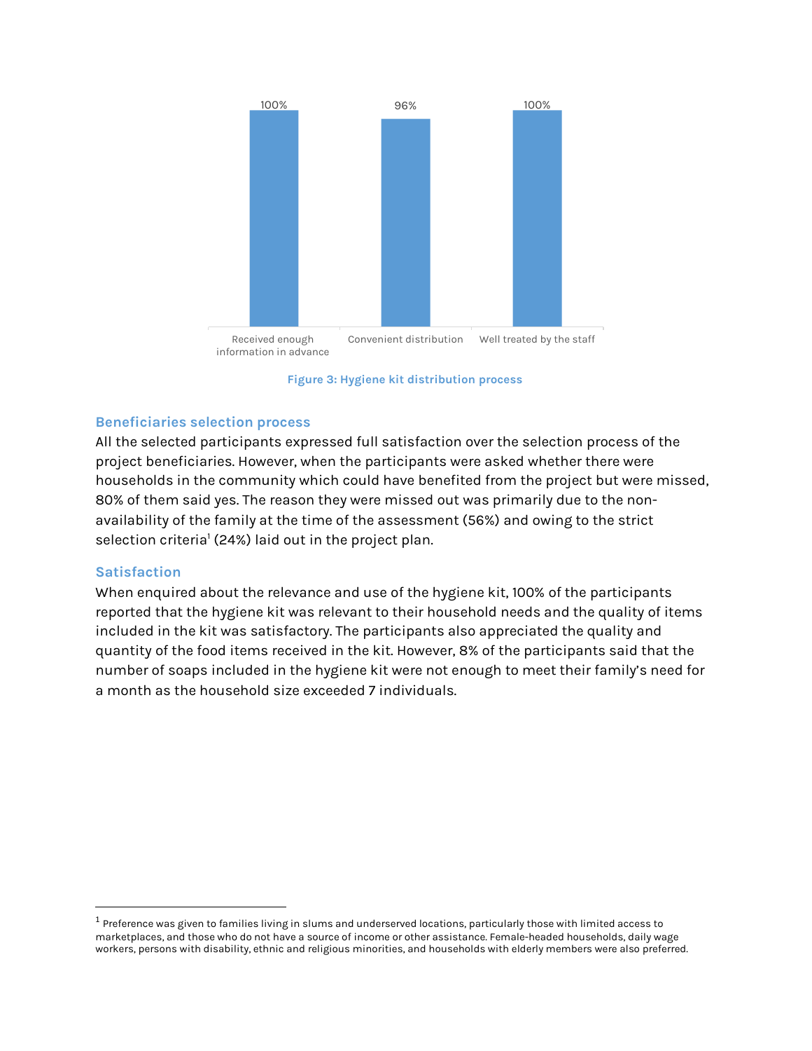| Received enough information in advance | Convenient distribution | Well treated by the staff |
| --- | --- | --- |
| 100% | 96% | 100% |

Figure 3: Hygiene kit distribution process

### Beneficiaries selection process

All the selected participants expressed full satisfaction over the selection process of the project beneficiaries. However, when the participants were asked whether there were households in the community which could have benefited from the project but were missed, 80% of them said yes. The reason they were missed out was primarily due to the non-availability of the family at the time of the assessment (56%) and owing to the strict selection criteria[1] (24%) laid out in the project plan.

### Satisfaction

When enquired about the relevance and use of the hygiene kit, 100% of the participants reported that the hygiene kit was relevant to their household needs and the quality of items included in the kit was satisfactory. The participants also appreciated the quality and quantity of the food items received in the kit. However, 8% of the participants said that the number of soaps included in the hygiene kit were not enough to meet their family's need for a month as the household size exceeded 7 individuals.

---

[1] Preference was given to families living in slums and underserved locations, particularly those with limited access to marketplaces, and those who do not have a source of income or other assistance. Female-headed households, daily wage workers, persons with disability, ethnic and religious minorities, and households with elderly members were also preferred.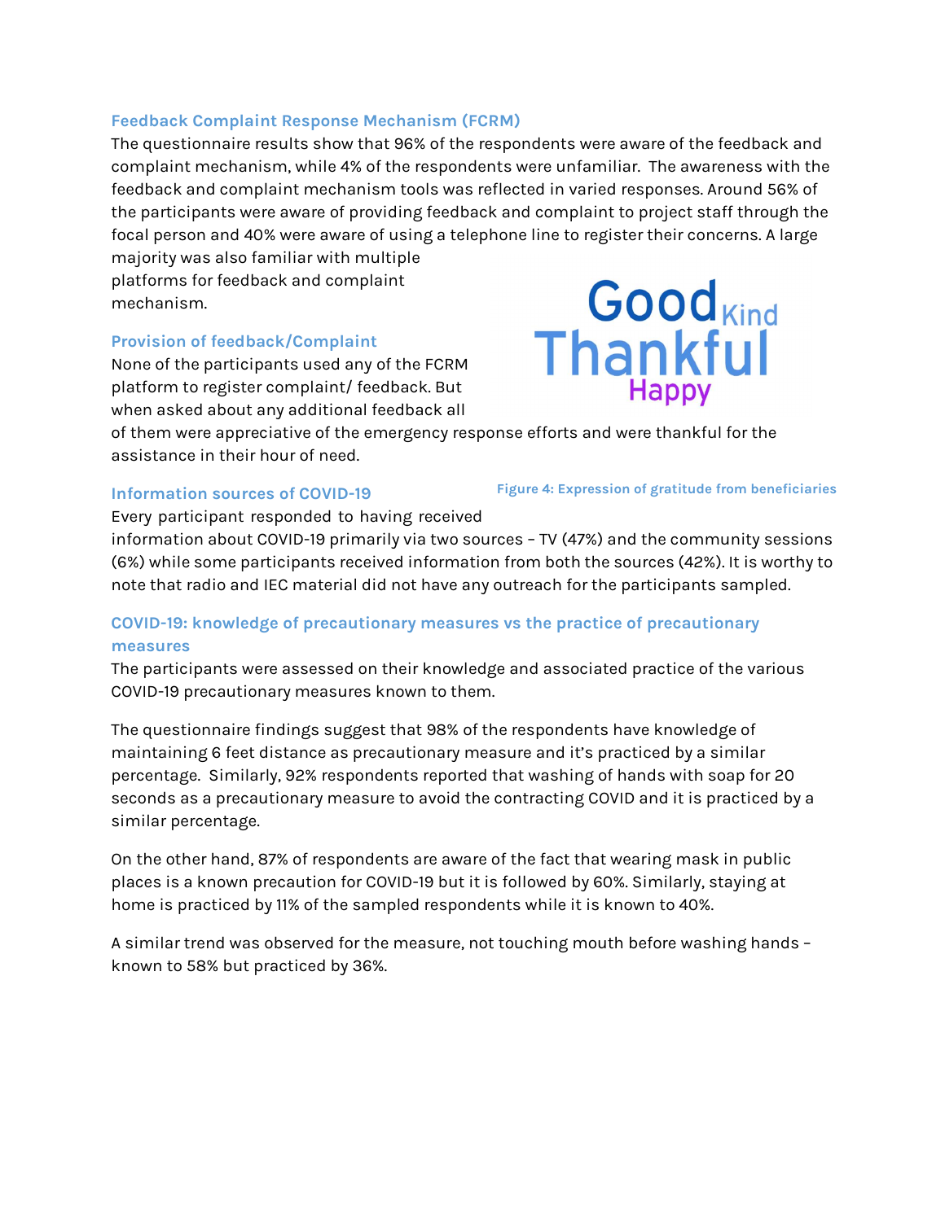### Feedback Complaint Response Mechanism (FCRM)

The questionnaire results show that 96% of the respondents were aware of the feedback and complaint mechanism, while 4% of the respondents were unfamiliar. The awareness with the feedback and complaint mechanism tools was reflected in varied responses. Around 56% of the participants were aware of providing feedback and complaint to project staff through the focal person and 40% were aware of using a telephone line to register their concerns. A large majority was also familiar with multiple platforms for feedback and complaint mechanism.

### Provision of feedback/Complaint

None of the participants used any of the FCRM platform to register complaint/ feedback. But when asked about any additional feedback all of them were appreciative of the emergency response efforts and were thankful for the assistance in their hour of need.

Good Kind Thankful Happy

Figure 4: Expression of gratitude from beneficiaries

### Information sources of COVID-19

Every participant responded to having received information about COVID-19 primarily via two sources – TV (47%) and the community sessions (6%) while some participants received information from both the sources (42%). It is worthy to note that radio and IEC material did not have any outreach for the participants sampled.

### COVID-19: knowledge of precautionary measures vs the practice of precautionary measures

The participants were assessed on their knowledge and associated practice of the various COVID-19 precautionary measures known to them.

The questionnaire findings suggest that 98% of the respondents have knowledge of maintaining 6 feet distance as precautionary measure and it's practiced by a similar percentage. Similarly, 92% respondents reported that washing of hands with soap for 20 seconds as a precautionary measure to avoid the contracting COVID and it is practiced by a similar percentage.

On the other hand, 87% of respondents are aware of the fact that wearing mask in public places is a known precaution for COVID-19 but it is followed by 60%. Similarly, staying at home is practiced by 11% of the sampled respondents while it is known to 40%.

A similar trend was observed for the measure, not touching mouth before washing hands – known to 58% but practiced by 36%.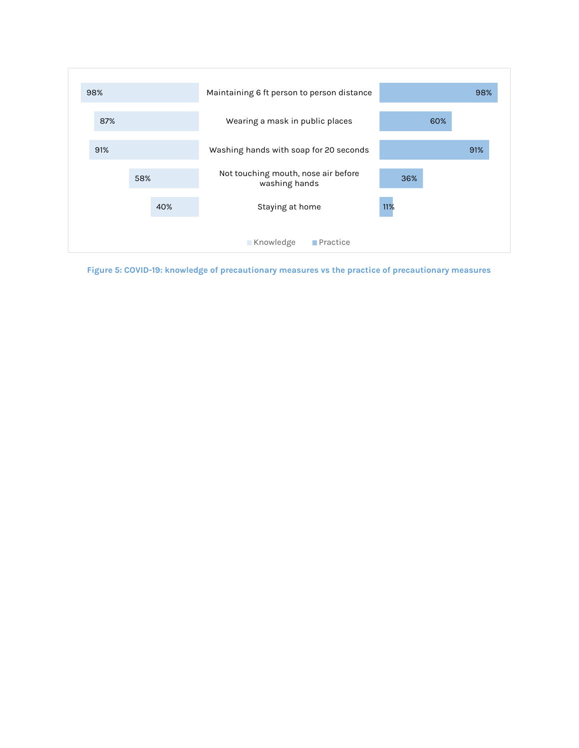| Knowledge | Precautionary measure | Practice |
|---|---|---|
| 98% | Maintaining 6 ft person to person distance | 98% |
| 87% | Wearing a mask in public places | 60% |
| 91% | Washing hands with soap for 20 seconds | 91% |
| 58% | Not touching mouth, nose air before washing hands | 36% |
| 40% | Staying at home | 11% |

**Figure 5: COVID-19: knowledge of precautionary measures vs the practice of precautionary measures**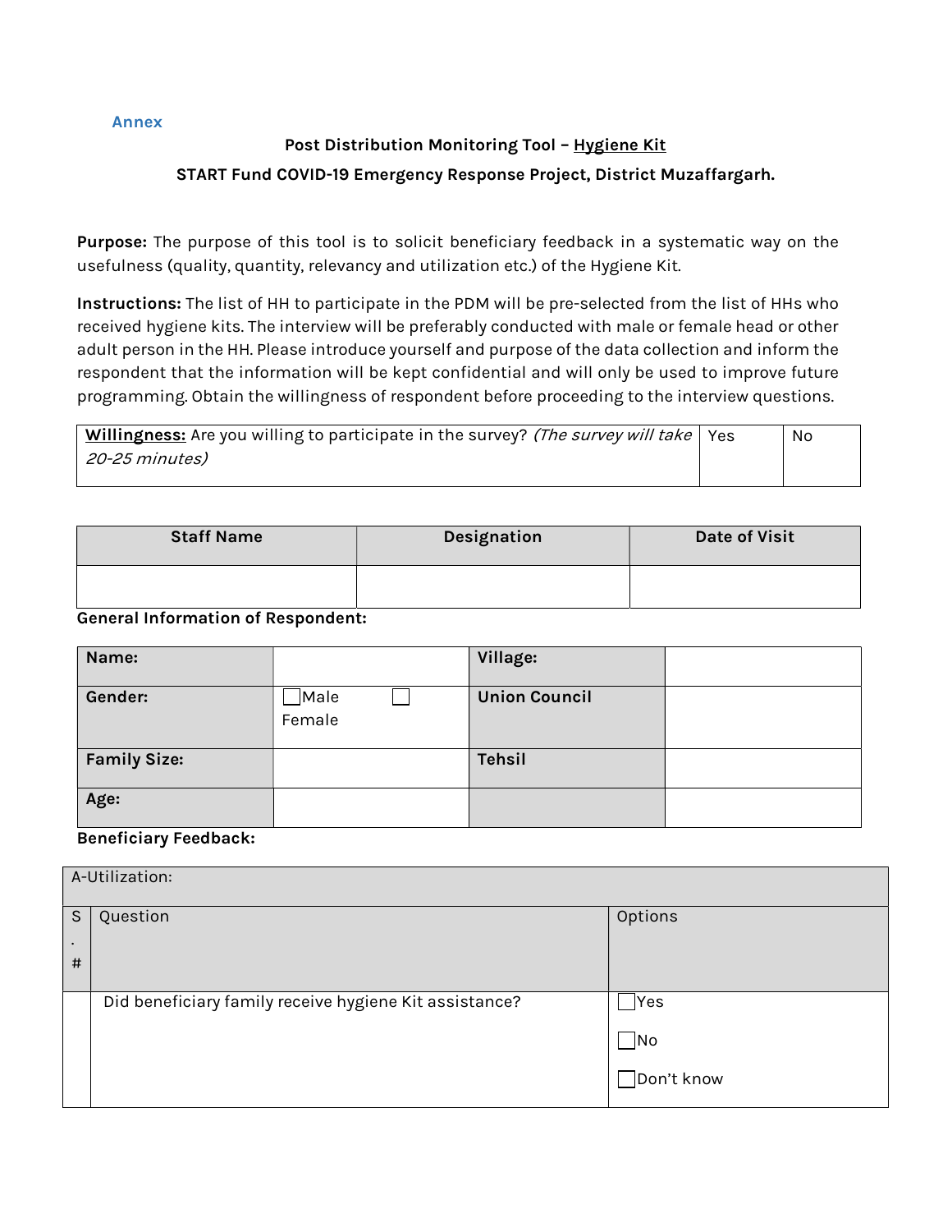Annex

**Post Distribution Monitoring Tool – Hygiene Kit**

**START Fund COVID-19 Emergency Response Project, District Muzaffargarh.**

**Purpose:** The purpose of this tool is to solicit beneficiary feedback in a systematic way on the usefulness (quality, quantity, relevancy and utilization etc.) of the Hygiene Kit.

**Instructions:** The list of HH to participate in the PDM will be pre-selected from the list of HHs who received hygiene kits. The interview will be preferably conducted with male or female head or other adult person in the HH. Please introduce yourself and purpose of the data collection and inform the respondent that the information will be kept confidential and will only be used to improve future programming. Obtain the willingness of respondent before proceeding to the interview questions.

| **Willingness:** Are you willing to participate in the survey? *(The survey will take 20-25 minutes)* | Yes | No |
|---|---|---|

| Staff Name | Designation | Date of Visit |
|---|---|---|
| | | |

**General Information of Respondent:**

| **Name:** | | **Village:** | |
|---|---|---|---|
| **Gender:** | ☐ Male ☐ Female | **Union Council** | |
| **Family Size:** | | **Tehsil** | |
| **Age:** | | | |

**Beneficiary Feedback:**

| A-Utilization: | | |
|---|---|---|
| S.# | Question | Options |
| | Did beneficiary family receive hygiene Kit assistance? | ☐ Yes<br>☐ No<br>☐ Don't know |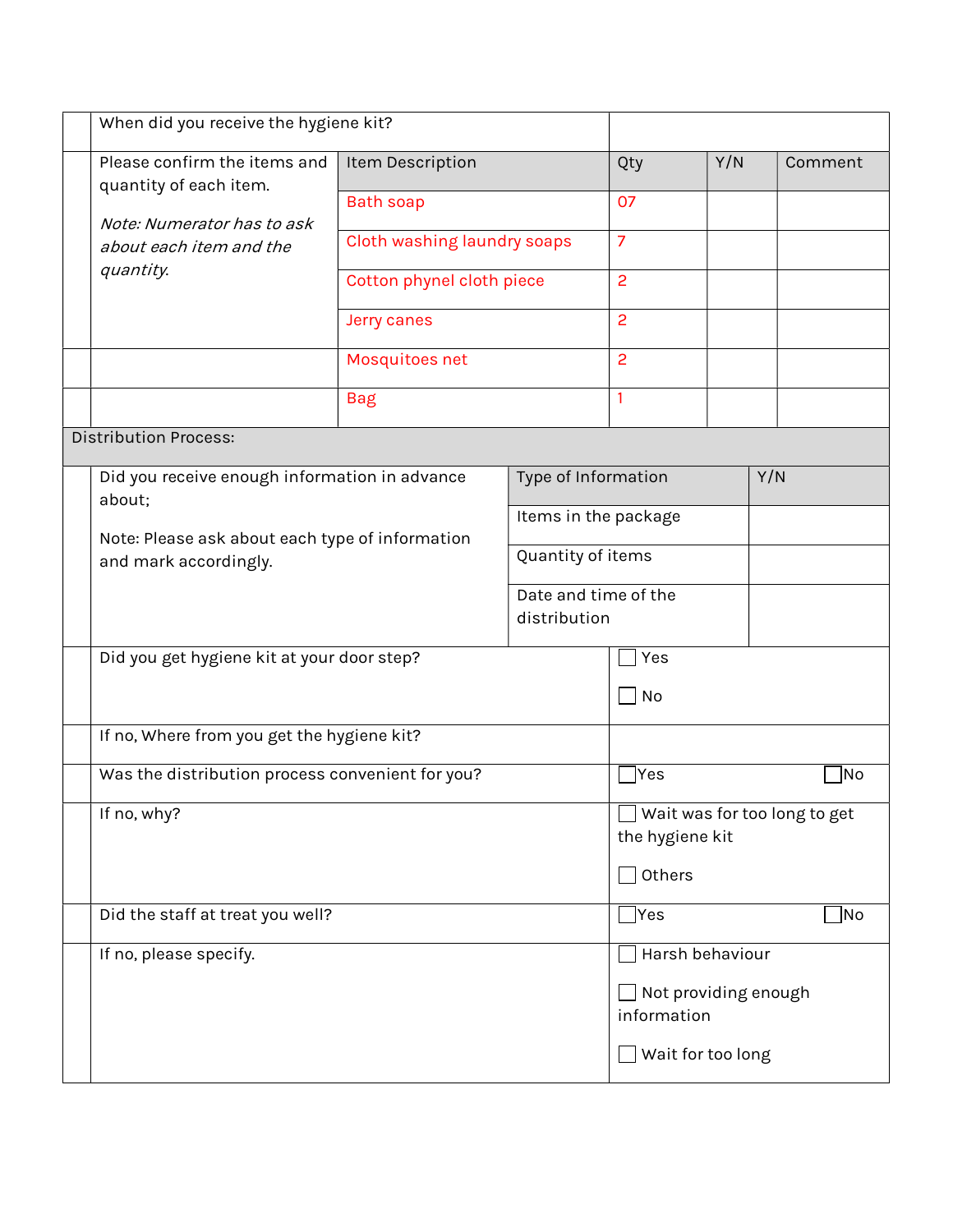| | When did you receive the hygiene kit? | | | | |
|---|---|---|---|---|---|
| | Please confirm the items and quantity of each item.<br><br>*Note: Numerator has to ask about each item and the quantity.* | Item Description | Qty | Y/N | Comment |
| | | Bath soap | 07 | | |
| | | Cloth washing laundry soaps | 7 | | |
| | | Cotton phynel cloth piece | 2 | | |
| | | Jerry canes | 2 | | |
| | | Mosquitoes net | 2 | | |
| | | Bag | 1 | | |

Distribution Process:

| | Question | Type of Information | Y/N |
|---|---|---|---|
| | Did you receive enough information in advance about;<br><br>Note: Please ask about each type of information and mark accordingly. | Items in the package | |
| | | Quantity of items | |
| | | Date and time of the distribution | |

| | Question | Response |
|---|---|---|
| | Did you get hygiene kit at your door step? | ☐ Yes<br>☐ No |
| | If no, Where from you get the hygiene kit? | |
| | Was the distribution process convenient for you? | ☐ Yes ☐ No |
| | If no, why? | ☐ Wait was for too long to get the hygiene kit<br>☐ Others |
| | Did the staff at treat you well? | ☐ Yes ☐ No |
| | If no, please specify. | ☐ Harsh behaviour<br>☐ Not providing enough information<br>☐ Wait for too long |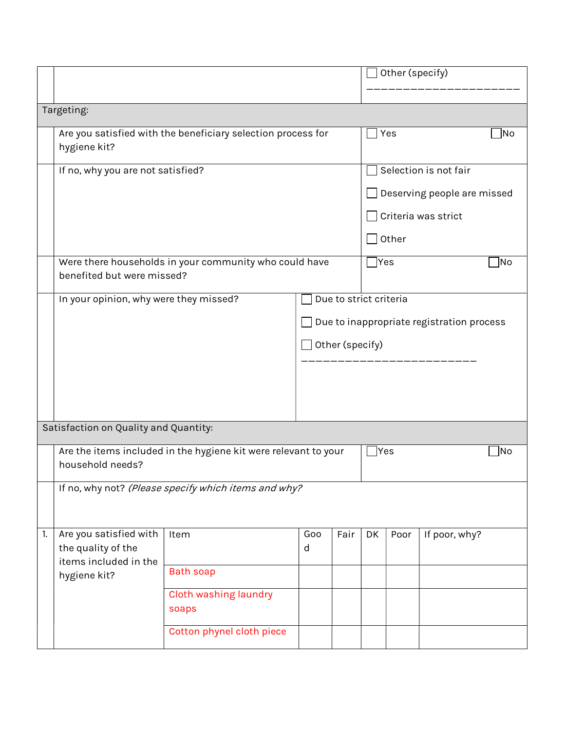| | | |
|---|---|---|
| | | ☐ Other (specify) ______________________ |
| **Targeting:** | | |
| | Are you satisfied with the beneficiary selection process for hygiene kit? | ☐ Yes ☐ No |
| | If no, why you are not satisfied? | ☐ Selection is not fair<br>☐ Deserving people are missed<br>☐ Criteria was strict<br>☐ Other |
| | Were there households in your community who could have benefited but were missed? | ☐ Yes ☐ No |
| | In your opinion, why were they missed? | ☐ Due to strict criteria<br>☐ Due to inappropriate registration process<br>☐ Other (specify) _________________________ |
| **Satisfaction on Quality and Quantity:** | | |
| | Are the items included in the hygiene kit were relevant to your household needs? | ☐ Yes ☐ No |
| | If no, why not? *(Please specify which items and why?* | |

| | | Item | Good | Fair | DK | Poor | If poor, why? |
|---|---|---|---|---|---|---|---|
| 1. | Are you satisfied with the quality of the items included in the hygiene kit? | | | | | | |
| | | Bath soap | | | | | |
| | | Cloth washing laundry soaps | | | | | |
| | | Cotton phynel cloth piece | | | | | |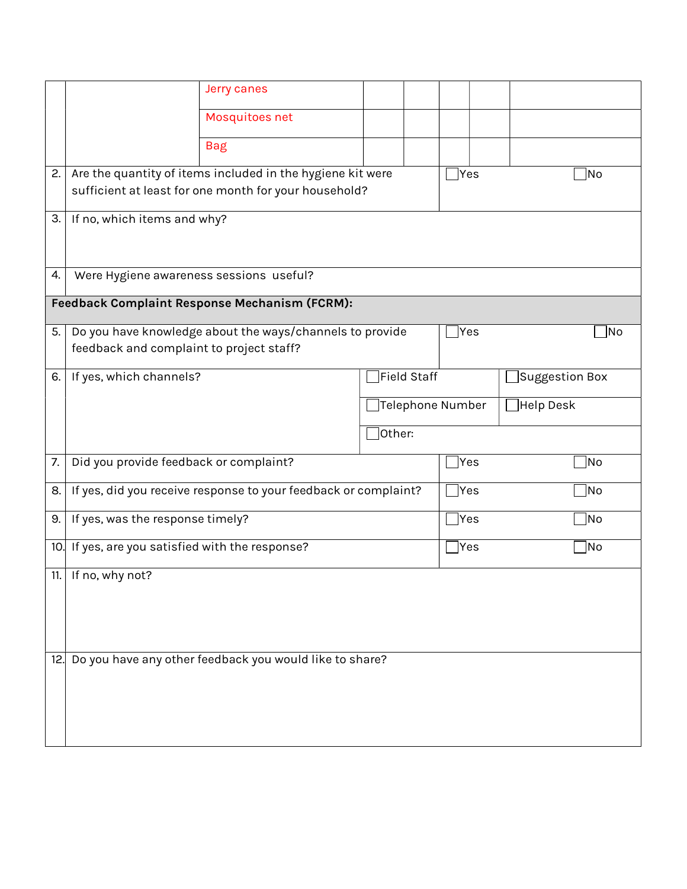| | | | | | | | |
|---|---|---|---|---|---|---|---|
| | | Jerry canes | | | | | |
| | | Mosquitoes net | | | | | |
| | | Bag | | | | | |
| 2. | Are the quantity of items included in the hygiene kit were sufficient at least for one month for your household? | | | | ☐Yes | | ☐No |
| 3. | If no, which items and why? | | | | | | |
| 4. | Were Hygiene awareness sessions useful? | | | | | | |
| **Feedback Complaint Response Mechanism (FCRM):** | | | | | | | |
| 5. | Do you have knowledge about the ways/channels to provide feedback and complaint to project staff? | | | | ☐Yes | | ☐No |
| 6. | If yes, which channels? | | ☐Field Staff | | | ☐Suggestion Box | |
| | | | ☐Telephone Number | | | ☐Help Desk | |
| | | | ☐Other: | | | | |
| 7. | Did you provide feedback or complaint? | | | | ☐Yes | | ☐No |
| 8. | If yes, did you receive response to your feedback or complaint? | | | | ☐Yes | | ☐No |
| 9. | If yes, was the response timely? | | | | ☐Yes | | ☐No |
| 10. | If yes, are you satisfied with the response? | | | | ☐Yes | | ☐No |
| 11. | If no, why not? | | | | | | |
| 12. | Do you have any other feedback you would like to share? | | | | | | |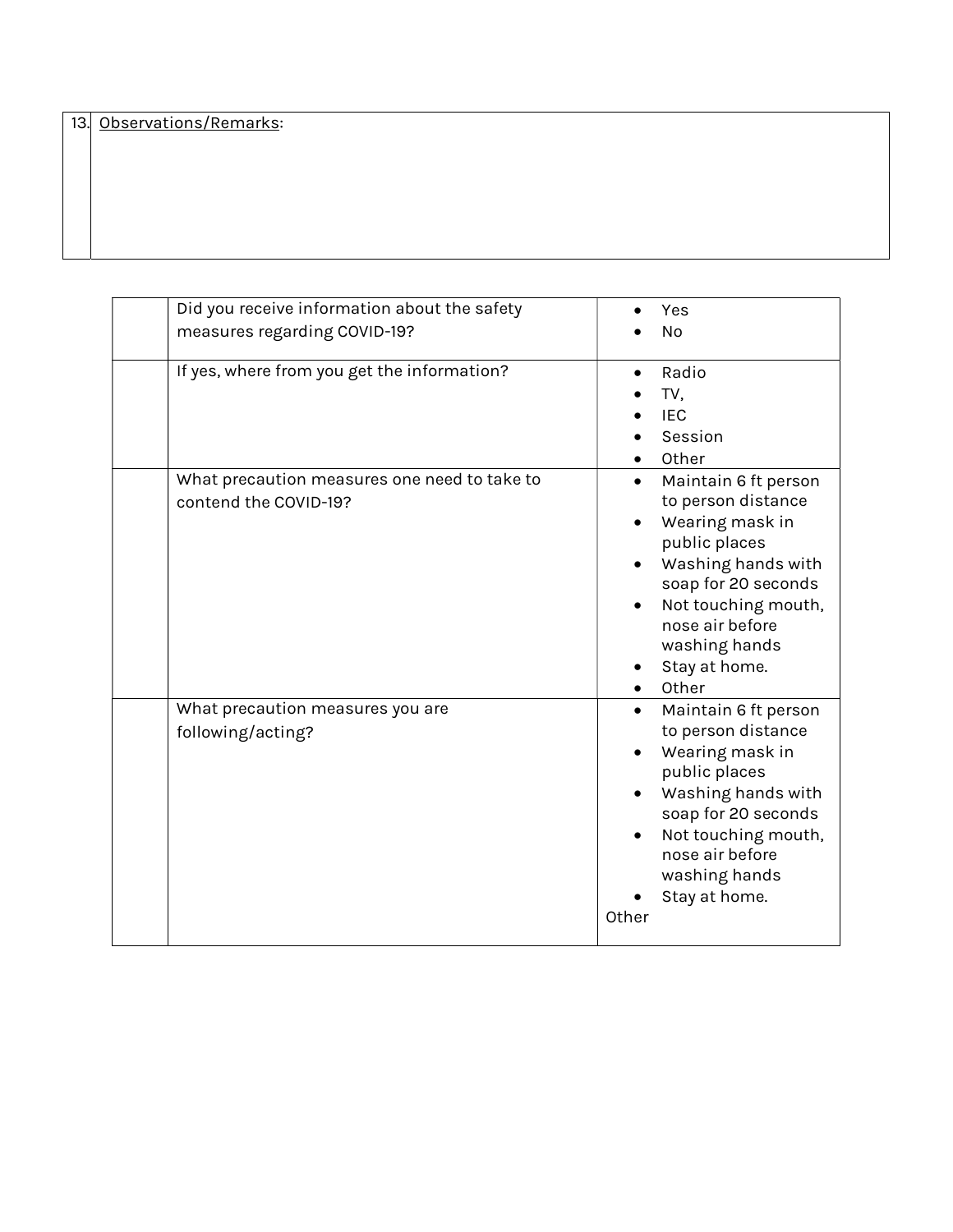| | |
|---|---|
| 13. | <u>Observations/Remarks</u>: |

| | | |
|---|---|---|
| | Did you receive information about the safety measures regarding COVID-19? | • Yes<br>• No |
| | If yes, where from you get the information? | • Radio<br>• TV,<br>• IEC<br>• Session<br>• Other |
| | What precaution measures one need to take to contend the COVID-19? | • Maintain 6 ft person to person distance<br>• Wearing mask in public places<br>• Washing hands with soap for 20 seconds<br>• Not touching mouth, nose air before washing hands<br>• Stay at home.<br>• Other |
| | What precaution measures you are following/acting? | • Maintain 6 ft person to person distance<br>• Wearing mask in public places<br>• Washing hands with soap for 20 seconds<br>• Not touching mouth, nose air before washing hands<br>• Stay at home.<br>Other |